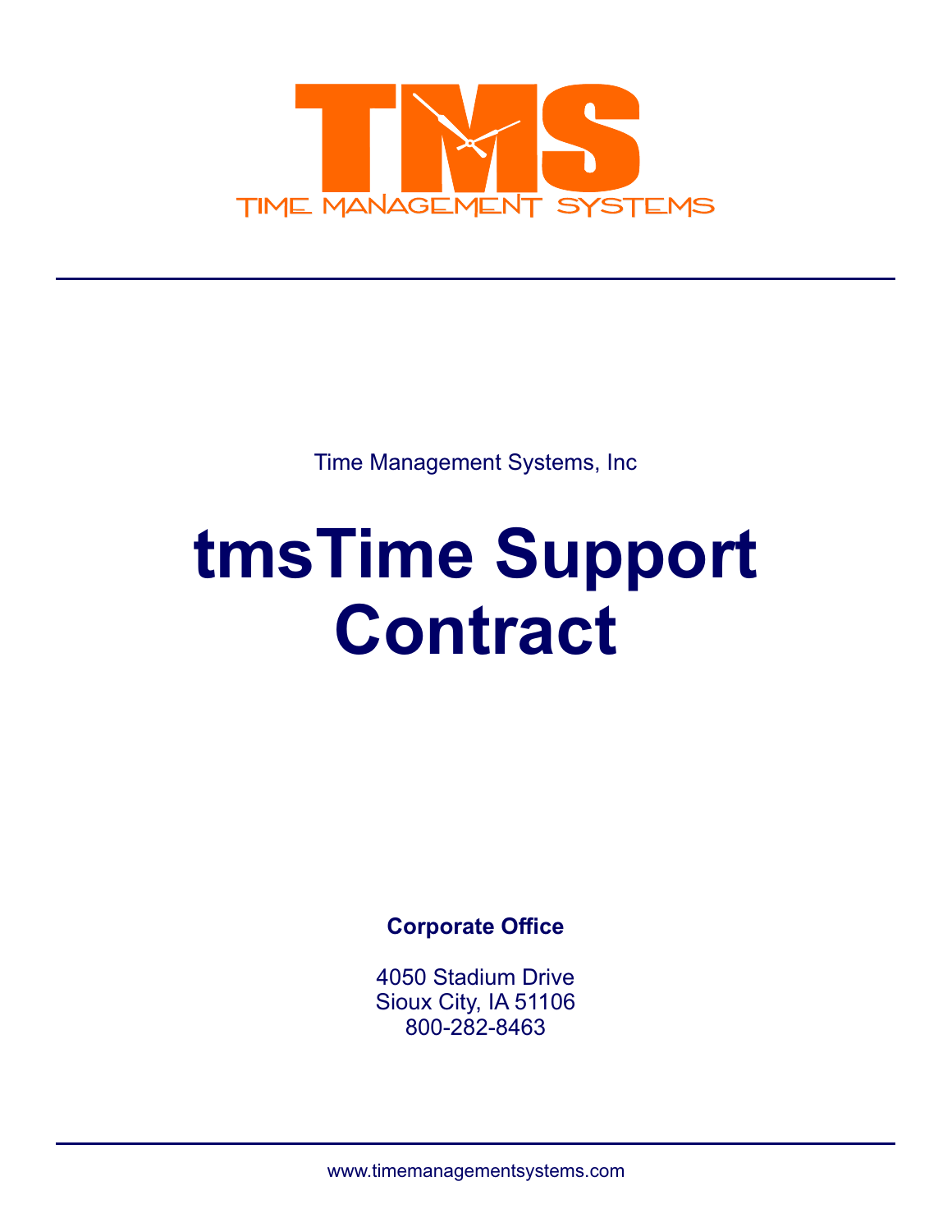TMS

TIME MANAGEMENT SYSTEMS

Time Management Systems, Inc

# tmsTime Support Contract

**Corporate Office**

4050 Stadium Drive
Sioux City, IA 51106
800-282-8463

www.timemanagementsystems.com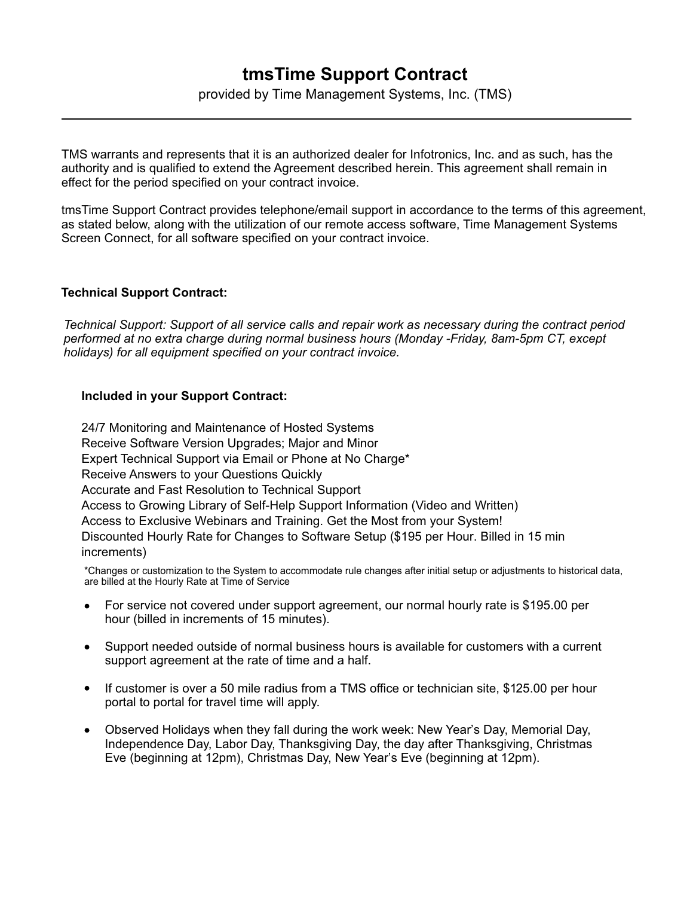# tmsTime Support Contract

provided by Time Management Systems, Inc. (TMS)

---

TMS warrants and represents that it is an authorized dealer for Infotronics, Inc. and as such, has the authority and is qualified to extend the Agreement described herein. This agreement shall remain in effect for the period specified on your contract invoice.

tmsTime Support Contract provides telephone/email support in accordance to the terms of this agreement, as stated below, along with the utilization of our remote access software, Time Management Systems Screen Connect, for all software specified on your contract invoice.

**Technical Support Contract:**

*Technical Support: Support of all service calls and repair work as necessary during the contract period performed at no extra charge during normal business hours (Monday -Friday, 8am-5pm CT, except holidays) for all equipment specified on your contract invoice.*

**Included in your Support Contract:**

24/7 Monitoring and Maintenance of Hosted Systems
Receive Software Version Upgrades; Major and Minor
Expert Technical Support via Email or Phone at No Charge*
Receive Answers to your Questions Quickly
Accurate and Fast Resolution to Technical Support
Access to Growing Library of Self-Help Support Information (Video and Written)
Access to Exclusive Webinars and Training. Get the Most from your System!
Discounted Hourly Rate for Changes to Software Setup ($195 per Hour. Billed in 15 min increments)

*Changes or customization to the System to accommodate rule changes after initial setup or adjustments to historical data, are billed at the Hourly Rate at Time of Service

- For service not covered under support agreement, our normal hourly rate is $195.00 per hour (billed in increments of 15 minutes).
- Support needed outside of normal business hours is available for customers with a current support agreement at the rate of time and a half.
- If customer is over a 50 mile radius from a TMS office or technician site, $125.00 per hour portal to portal for travel time will apply.
- Observed Holidays when they fall during the work week: New Year's Day, Memorial Day, Independence Day, Labor Day, Thanksgiving Day, the day after Thanksgiving, Christmas Eve (beginning at 12pm), Christmas Day, New Year's Eve (beginning at 12pm).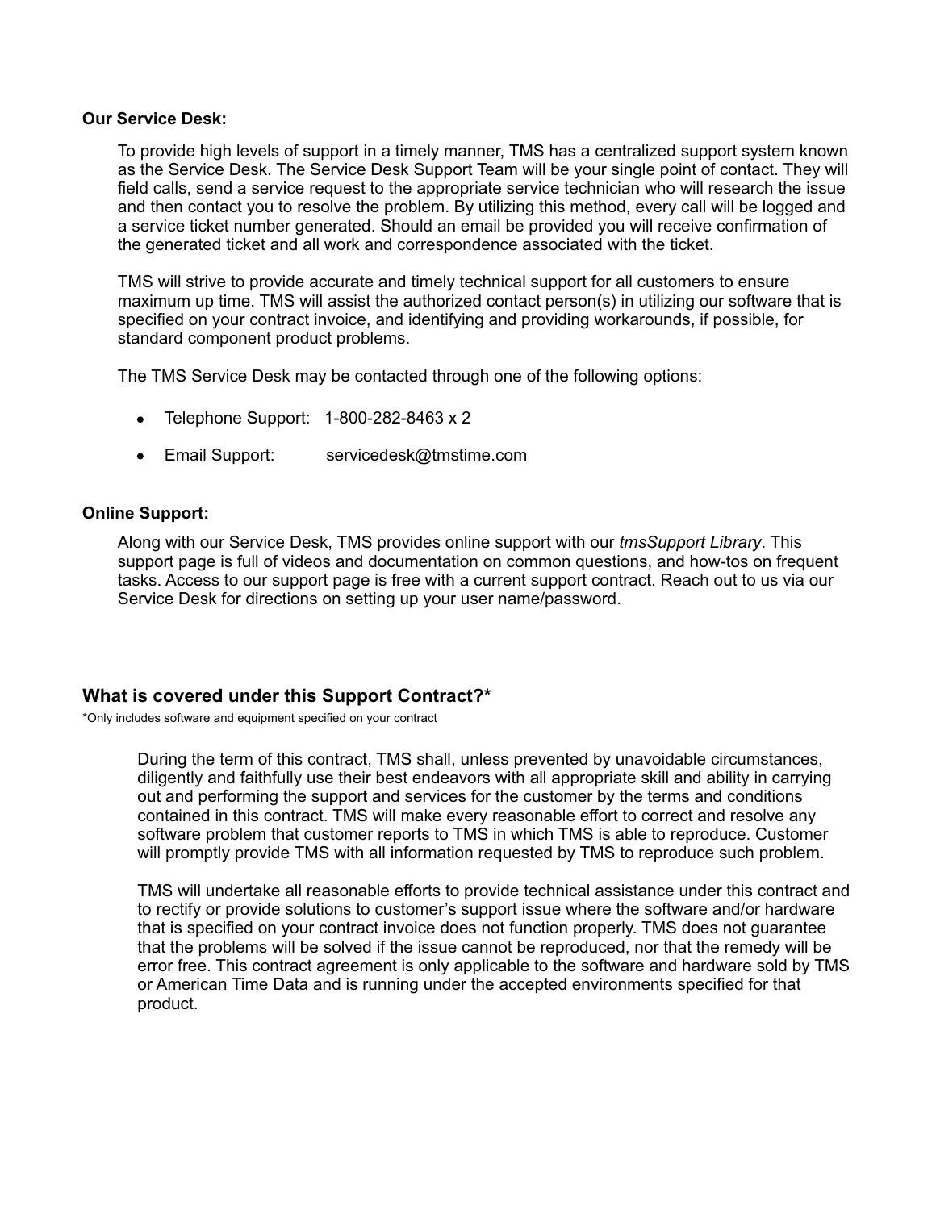**Our Service Desk:**

To provide high levels of support in a timely manner, TMS has a centralized support system known as the Service Desk. The Service Desk Support Team will be your single point of contact. They will field calls, send a service request to the appropriate service technician who will research the issue and then contact you to resolve the problem. By utilizing this method, every call will be logged and a service ticket number generated. Should an email be provided you will receive confirmation of the generated ticket and all work and correspondence associated with the ticket.

TMS will strive to provide accurate and timely technical support for all customers to ensure maximum up time. TMS will assist the authorized contact person(s) in utilizing our software that is specified on your contract invoice, and identifying and providing workarounds, if possible, for standard component product problems.

The TMS Service Desk may be contacted through one of the following options:

- Telephone Support: 1-800-282-8463 x 2
- Email Support: servicedesk@tmstime.com

**Online Support:**

Along with our Service Desk, TMS provides online support with our *tmsSupport Library*. This support page is full of videos and documentation on common questions, and how-tos on frequent tasks. Access to our support page is free with a current support contract. Reach out to us via our Service Desk for directions on setting up your user name/password.

## What is covered under this Support Contract?*

*Only includes software and equipment specified on your contract

During the term of this contract, TMS shall, unless prevented by unavoidable circumstances, diligently and faithfully use their best endeavors with all appropriate skill and ability in carrying out and performing the support and services for the customer by the terms and conditions contained in this contract. TMS will make every reasonable effort to correct and resolve any software problem that customer reports to TMS in which TMS is able to reproduce. Customer will promptly provide TMS with all information requested by TMS to reproduce such problem.

TMS will undertake all reasonable efforts to provide technical assistance under this contract and to rectify or provide solutions to customer's support issue where the software and/or hardware that is specified on your contract invoice does not function properly. TMS does not guarantee that the problems will be solved if the issue cannot be reproduced, nor that the remedy will be error free. This contract agreement is only applicable to the software and hardware sold by TMS or American Time Data and is running under the accepted environments specified for that product.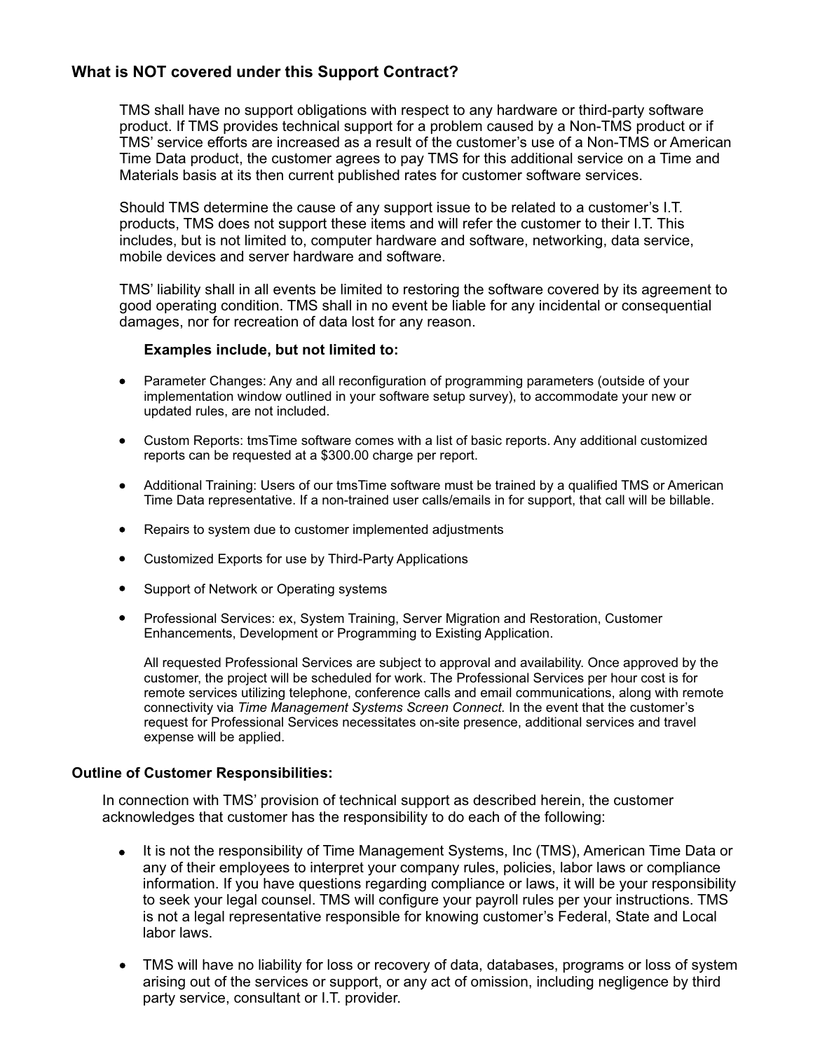### What is NOT covered under this Support Contract?

TMS shall have no support obligations with respect to any hardware or third-party software product. If TMS provides technical support for a problem caused by a Non-TMS product or if TMS' service efforts are increased as a result of the customer's use of a Non-TMS or American Time Data product, the customer agrees to pay TMS for this additional service on a Time and Materials basis at its then current published rates for customer software services.

Should TMS determine the cause of any support issue to be related to a customer's I.T. products, TMS does not support these items and will refer the customer to their I.T. This includes, but is not limited to, computer hardware and software, networking, data service, mobile devices and server hardware and software.

TMS' liability shall in all events be limited to restoring the software covered by its agreement to good operating condition. TMS shall in no event be liable for any incidental or consequential damages, nor for recreation of data lost for any reason.

**Examples include, but not limited to:**

- Parameter Changes: Any and all reconfiguration of programming parameters (outside of your implementation window outlined in your software setup survey), to accommodate your new or updated rules, are not included.
- Custom Reports: tmsTime software comes with a list of basic reports. Any additional customized reports can be requested at a $300.00 charge per report.
- Additional Training: Users of our tmsTime software must be trained by a qualified TMS or American Time Data representative. If a non-trained user calls/emails in for support, that call will be billable.
- Repairs to system due to customer implemented adjustments
- Customized Exports for use by Third-Party Applications
- Support of Network or Operating systems
- Professional Services: ex, System Training, Server Migration and Restoration, Customer Enhancements, Development or Programming to Existing Application.

  All requested Professional Services are subject to approval and availability. Once approved by the customer, the project will be scheduled for work. The Professional Services per hour cost is for remote services utilizing telephone, conference calls and email communications, along with remote connectivity via *Time Management Systems Screen Connect.* In the event that the customer's request for Professional Services necessitates on-site presence, additional services and travel expense will be applied.

### Outline of Customer Responsibilities:

In connection with TMS' provision of technical support as described herein, the customer acknowledges that customer has the responsibility to do each of the following:

- It is not the responsibility of Time Management Systems, Inc (TMS), American Time Data or any of their employees to interpret your company rules, policies, labor laws or compliance information. If you have questions regarding compliance or laws, it will be your responsibility to seek your legal counsel. TMS will configure your payroll rules per your instructions. TMS is not a legal representative responsible for knowing customer's Federal, State and Local labor laws.
- TMS will have no liability for loss or recovery of data, databases, programs or loss of system arising out of the services or support, or any act of omission, including negligence by third party service, consultant or I.T. provider.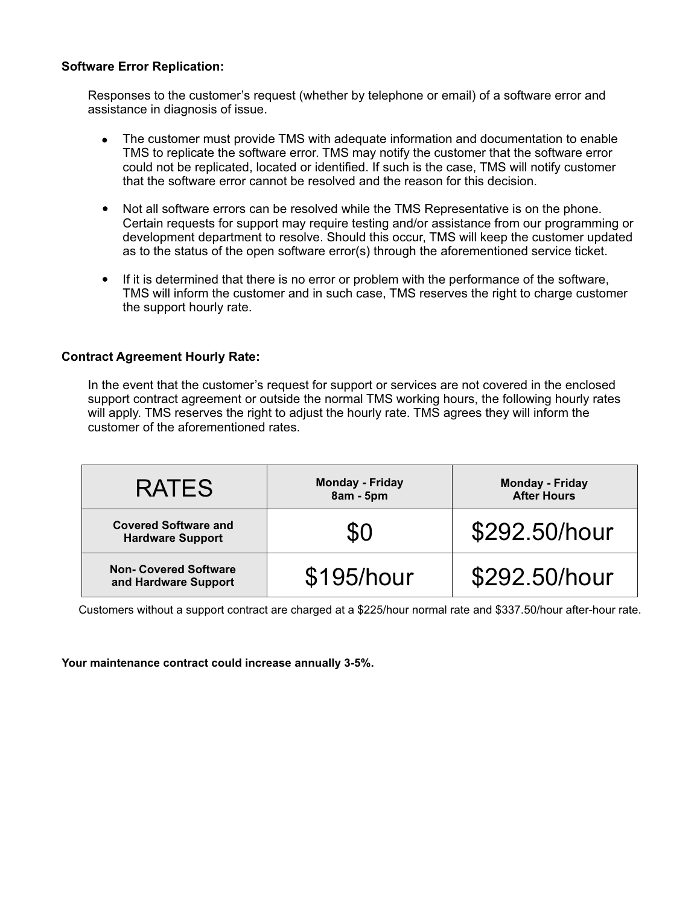**Software Error Replication:**

Responses to the customer's request (whether by telephone or email) of a software error and assistance in diagnosis of issue.

- The customer must provide TMS with adequate information and documentation to enable TMS to replicate the software error. TMS may notify the customer that the software error could not be replicated, located or identified. If such is the case, TMS will notify customer that the software error cannot be resolved and the reason for this decision.
- Not all software errors can be resolved while the TMS Representative is on the phone. Certain requests for support may require testing and/or assistance from our programming or development department to resolve. Should this occur, TMS will keep the customer updated as to the status of the open software error(s) through the aforementioned service ticket.
- If it is determined that there is no error or problem with the performance of the software, TMS will inform the customer and in such case, TMS reserves the right to charge customer the support hourly rate.

**Contract Agreement Hourly Rate:**

In the event that the customer's request for support or services are not covered in the enclosed support contract agreement or outside the normal TMS working hours, the following hourly rates will apply. TMS reserves the right to adjust the hourly rate. TMS agrees they will inform the customer of the aforementioned rates.

| RATES | Monday - Friday 8am - 5pm | Monday - Friday After Hours |
|---|---|---|
| **Covered Software and Hardware Support** | $0 | $292.50/hour |
| **Non- Covered Software and Hardware Support** | $195/hour | $292.50/hour |

Customers without a support contract are charged at a $225/hour normal rate and $337.50/hour after-hour rate.

**Your maintenance contract could increase annually 3-5%.**